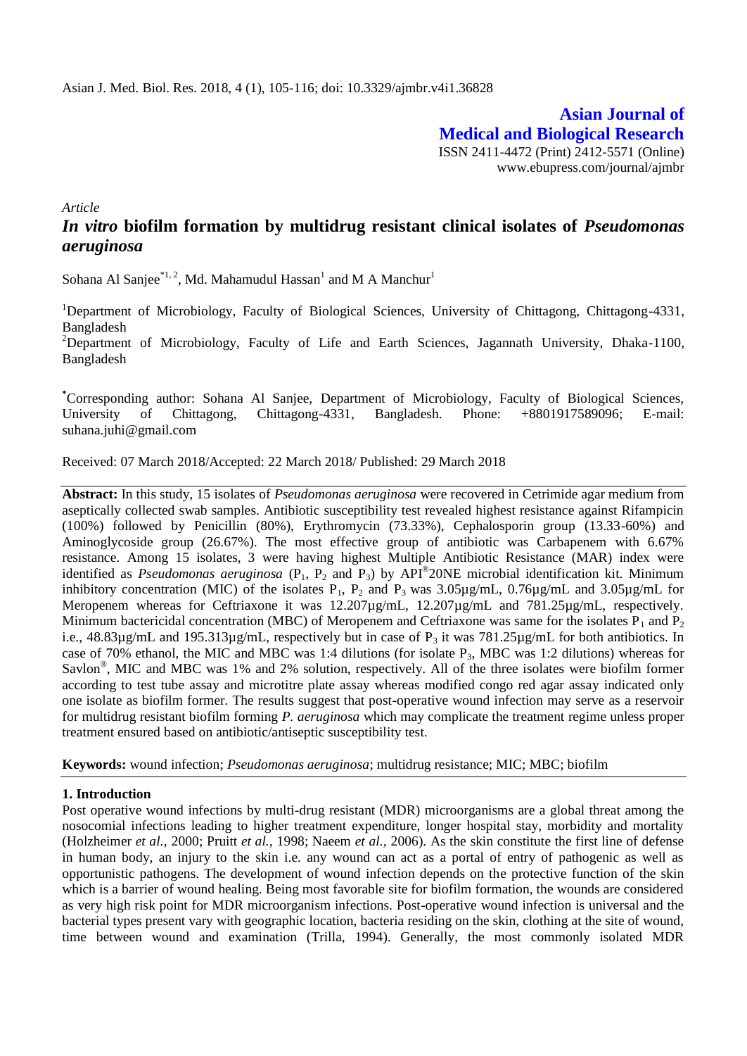Asian J. Med. Biol. Res. 2018, 4 (1), 105-116; doi: 10.3329/ajmbr.v4i1.36828

**Asian Journal of Medical and Biological Research**

ISSN 2411-4472 (Print) 2412-5571 (Online)
www.ebupress.com/journal/ajmbr

*Article*

# *In vitro* biofilm formation by multidrug resistant clinical isolates of *Pseudomonas aeruginosa*

Sohana Al Sanjee*[1, 2], Md. Mahamudul Hassan[1] and M A Manchur[1]

[1]Department of Microbiology, Faculty of Biological Sciences, University of Chittagong, Chittagong-4331, Bangladesh

[2]Department of Microbiology, Faculty of Life and Earth Sciences, Jagannath University, Dhaka-1100, Bangladesh

*Corresponding author: Sohana Al Sanjee, Department of Microbiology, Faculty of Biological Sciences, University of Chittagong, Chittagong-4331, Bangladesh. Phone: +8801917589096; E-mail: suhana.juhi@gmail.com

Received: 07 March 2018/Accepted: 22 March 2018/ Published: 29 March 2018

**Abstract:** In this study, 15 isolates of *Pseudomonas aeruginosa* were recovered in Cetrimide agar medium from aseptically collected swab samples. Antibiotic susceptibility test revealed highest resistance against Rifampicin (100%) followed by Penicillin (80%), Erythromycin (73.33%), Cephalosporin group (13.33-60%) and Aminoglycoside group (26.67%). The most effective group of antibiotic was Carbapenem with 6.67% resistance. Among 15 isolates, 3 were having highest Multiple Antibiotic Resistance (MAR) index were identified as *Pseudomonas aeruginosa* ($P_1$, $P_2$ and $P_3$) by API®20NE microbial identification kit. Minimum inhibitory concentration (MIC) of the isolates $P_1$, $P_2$ and $P_3$ was 3.05µg/mL, 0.76µg/mL and 3.05µg/mL for Meropenem whereas for Ceftriaxone it was 12.207µg/mL, 12.207µg/mL and 781.25µg/mL, respectively. Minimum bactericidal concentration (MBC) of Meropenem and Ceftriaxone was same for the isolates $P_1$ and $P_2$ i.e., 48.83µg/mL and 195.313µg/mL, respectively but in case of $P_3$ it was 781.25µg/mL for both antibiotics. In case of 70% ethanol, the MIC and MBC was 1:4 dilutions (for isolate $P_3$, MBC was 1:2 dilutions) whereas for Savlon®, MIC and MBC was 1% and 2% solution, respectively. All of the three isolates were biofilm former according to test tube assay and microtitre plate assay whereas modified congo red agar assay indicated only one isolate as biofilm former. The results suggest that post-operative wound infection may serve as a reservoir for multidrug resistant biofilm forming *P. aeruginosa* which may complicate the treatment regime unless proper treatment ensured based on antibiotic/antiseptic susceptibility test.

**Keywords:** wound infection; *Pseudomonas aeruginosa*; multidrug resistance; MIC; MBC; biofilm

## 1. Introduction

Post operative wound infections by multi-drug resistant (MDR) microorganisms are a global threat among the nosocomial infections leading to higher treatment expenditure, longer hospital stay, morbidity and mortality (Holzheimer *et al.,* 2000; Pruitt *et al.,* 1998; Naeem *et al.,* 2006). As the skin constitute the first line of defense in human body, an injury to the skin i.e. any wound can act as a portal of entry of pathogenic as well as opportunistic pathogens. The development of wound infection depends on the protective function of the skin which is a barrier of wound healing. Being most favorable site for biofilm formation, the wounds are considered as very high risk point for MDR microorganism infections. Post-operative wound infection is universal and the bacterial types present vary with geographic location, bacteria residing on the skin, clothing at the site of wound, time between wound and examination (Trilla, 1994). Generally, the most commonly isolated MDR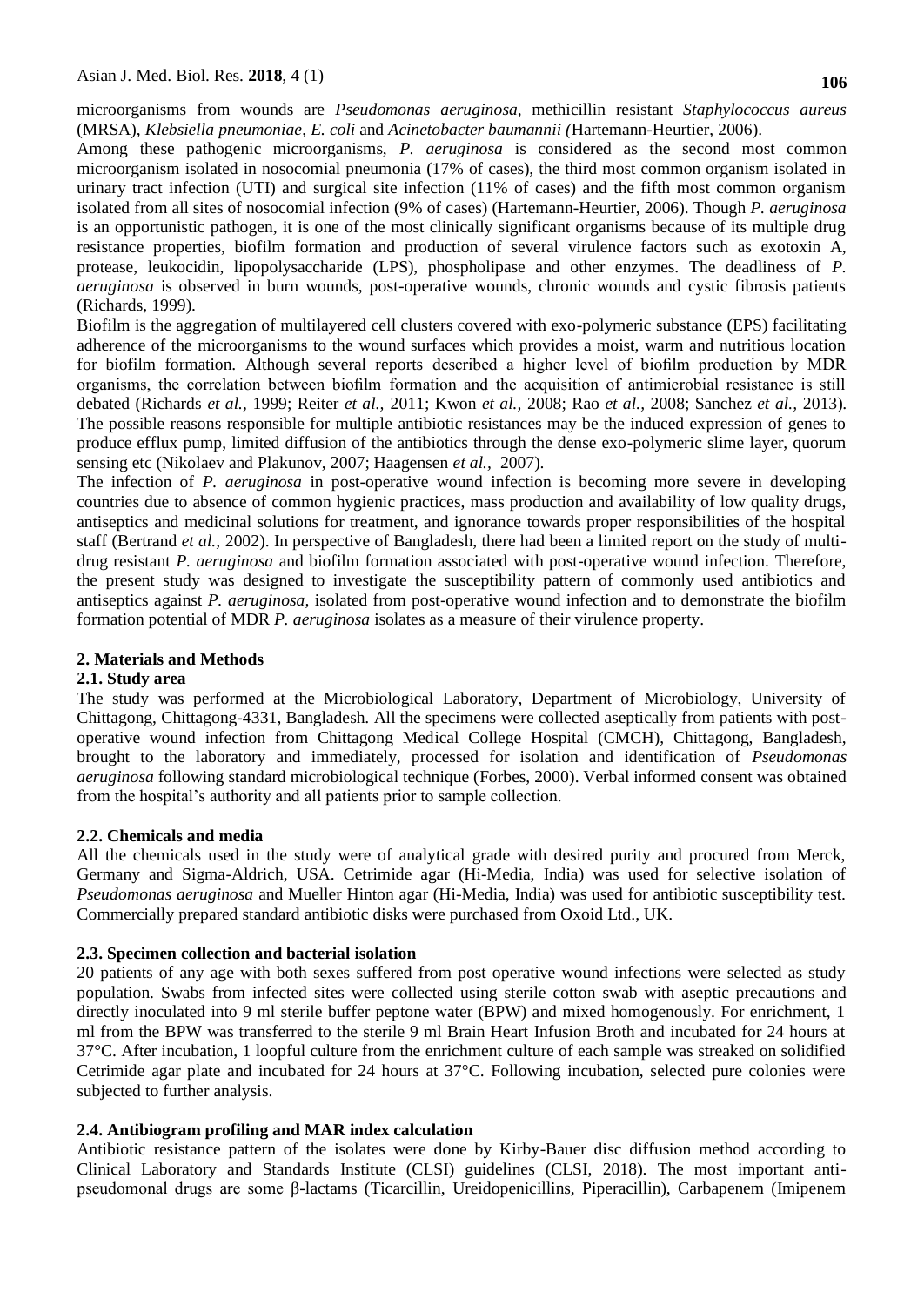microorganisms from wounds are *Pseudomonas aeruginosa*, methicillin resistant *Staphylococcus aureus* (MRSA), *Klebsiella pneumoniae*, *E. coli* and *Acinetobacter baumannii (*Hartemann-Heurtier, 2006).

Among these pathogenic microorganisms, *P. aeruginosa* is considered as the second most common microorganism isolated in nosocomial pneumonia (17% of cases), the third most common organism isolated in urinary tract infection (UTI) and surgical site infection (11% of cases) and the fifth most common organism isolated from all sites of nosocomial infection (9% of cases) (Hartemann-Heurtier, 2006). Though *P. aeruginosa* is an opportunistic pathogen, it is one of the most clinically significant organisms because of its multiple drug resistance properties, biofilm formation and production of several virulence factors such as exotoxin A, protease, leukocidin, lipopolysaccharide (LPS), phospholipase and other enzymes. The deadliness of *P. aeruginosa* is observed in burn wounds, post-operative wounds, chronic wounds and cystic fibrosis patients (Richards, 1999).

Biofilm is the aggregation of multilayered cell clusters covered with exo-polymeric substance (EPS) facilitating adherence of the microorganisms to the wound surfaces which provides a moist, warm and nutritious location for biofilm formation. Although several reports described a higher level of biofilm production by MDR organisms, the correlation between biofilm formation and the acquisition of antimicrobial resistance is still debated (Richards *et al.,* 1999; Reiter *et al.,* 2011; Kwon *et al.,* 2008; Rao *et al.,* 2008; Sanchez *et al.,* 2013). The possible reasons responsible for multiple antibiotic resistances may be the induced expression of genes to produce efflux pump, limited diffusion of the antibiotics through the dense exo-polymeric slime layer, quorum sensing etc (Nikolaev and Plakunov, 2007; Haagensen *et al.,* 2007).

The infection of *P. aeruginosa* in post-operative wound infection is becoming more severe in developing countries due to absence of common hygienic practices, mass production and availability of low quality drugs, antiseptics and medicinal solutions for treatment, and ignorance towards proper responsibilities of the hospital staff (Bertrand *et al.,* 2002). In perspective of Bangladesh, there had been a limited report on the study of multi-drug resistant *P. aeruginosa* and biofilm formation associated with post-operative wound infection. Therefore, the present study was designed to investigate the susceptibility pattern of commonly used antibiotics and antiseptics against *P. aeruginosa,* isolated from post-operative wound infection and to demonstrate the biofilm formation potential of MDR *P. aeruginosa* isolates as a measure of their virulence property.

## 2. Materials and Methods

### 2.1. Study area

The study was performed at the Microbiological Laboratory, Department of Microbiology, University of Chittagong, Chittagong-4331, Bangladesh. All the specimens were collected aseptically from patients with post-operative wound infection from Chittagong Medical College Hospital (CMCH), Chittagong, Bangladesh, brought to the laboratory and immediately, processed for isolation and identification of *Pseudomonas aeruginosa* following standard microbiological technique (Forbes, 2000). Verbal informed consent was obtained from the hospital's authority and all patients prior to sample collection.

### 2.2. Chemicals and media

All the chemicals used in the study were of analytical grade with desired purity and procured from Merck, Germany and Sigma-Aldrich, USA. Cetrimide agar (Hi-Media, India) was used for selective isolation of *Pseudomonas aeruginosa* and Mueller Hinton agar (Hi-Media, India) was used for antibiotic susceptibility test. Commercially prepared standard antibiotic disks were purchased from Oxoid Ltd., UK.

### 2.3. Specimen collection and bacterial isolation

20 patients of any age with both sexes suffered from post operative wound infections were selected as study population. Swabs from infected sites were collected using sterile cotton swab with aseptic precautions and directly inoculated into 9 ml sterile buffer peptone water (BPW) and mixed homogenously. For enrichment, 1 ml from the BPW was transferred to the sterile 9 ml Brain Heart Infusion Broth and incubated for 24 hours at 37°C. After incubation, 1 loopful culture from the enrichment culture of each sample was streaked on solidified Cetrimide agar plate and incubated for 24 hours at 37°C. Following incubation, selected pure colonies were subjected to further analysis.

### 2.4. Antibiogram profiling and MAR index calculation

Antibiotic resistance pattern of the isolates were done by Kirby-Bauer disc diffusion method according to Clinical Laboratory and Standards Institute (CLSI) guidelines (CLSI, 2018). The most important anti-pseudomonal drugs are some β-lactams (Ticarcillin, Ureidopenicillins, Piperacillin), Carbapenem (Imipenem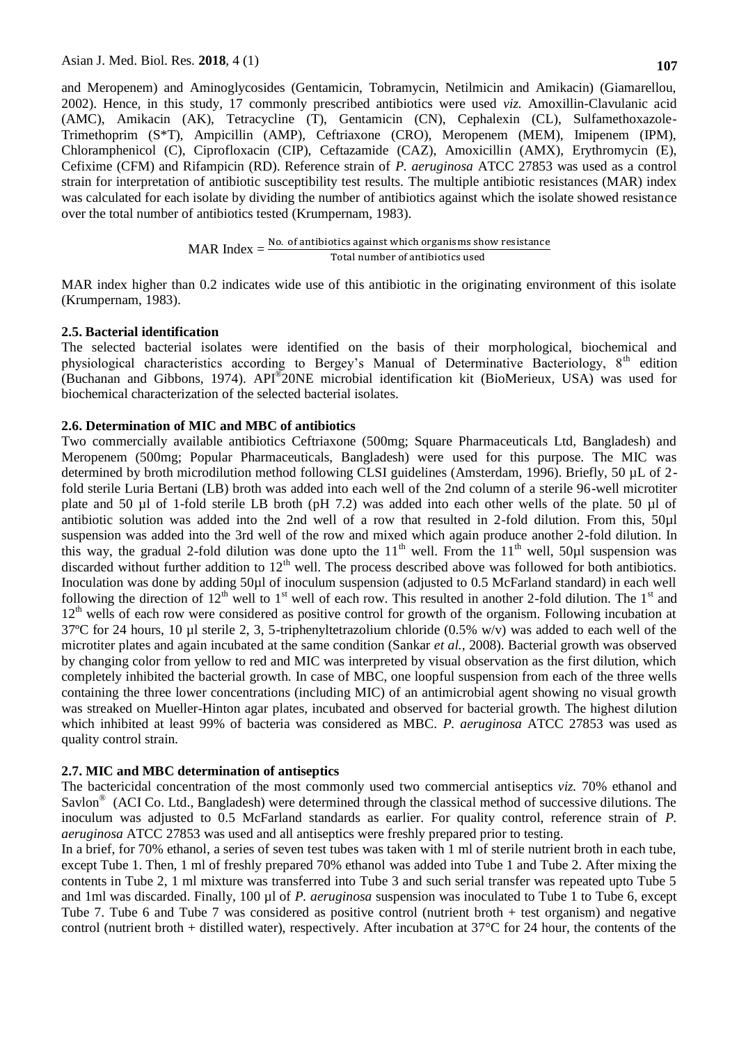and Meropenem) and Aminoglycosides (Gentamicin, Tobramycin, Netilmicin and Amikacin) (Giamarellou, 2002). Hence, in this study, 17 commonly prescribed antibiotics were used *viz.* Amoxillin-Clavulanic acid (AMC), Amikacin (AK), Tetracycline (T), Gentamicin (CN), Cephalexin (CL), Sulfamethoxazole-Trimethoprim (S*T), Ampicillin (AMP), Ceftriaxone (CRO), Meropenem (MEM), Imipenem (IPM), Chloramphenicol (C), Ciprofloxacin (CIP), Ceftazamide (CAZ), Amoxicillin (AMX), Erythromycin (E), Cefixime (CFM) and Rifampicin (RD). Reference strain of *P. aeruginosa* ATCC 27853 was used as a control strain for interpretation of antibiotic susceptibility test results. The multiple antibiotic resistances (MAR) index was calculated for each isolate by dividing the number of antibiotics against which the isolate showed resistance over the total number of antibiotics tested (Krumpernam, 1983).

$$\text{MAR Index} = \frac{\text{No. of antibiotics against which organisms show resistance}}{\text{Total number of antibiotics used}}$$

MAR index higher than 0.2 indicates wide use of this antibiotic in the originating environment of this isolate (Krumpernam, 1983).

### 2.5. Bacterial identification

The selected bacterial isolates were identified on the basis of their morphological, biochemical and physiological characteristics according to Bergey's Manual of Determinative Bacteriology, 8th edition (Buchanan and Gibbons, 1974). API®20NE microbial identification kit (BioMerieux, USA) was used for biochemical characterization of the selected bacterial isolates.

### 2.6. Determination of MIC and MBC of antibiotics

Two commercially available antibiotics Ceftriaxone (500mg; Square Pharmaceuticals Ltd, Bangladesh) and Meropenem (500mg; Popular Pharmaceuticals, Bangladesh) were used for this purpose. The MIC was determined by broth microdilution method following CLSI guidelines (Amsterdam, 1996). Briefly, 50 µL of 2-fold sterile Luria Bertani (LB) broth was added into each well of the 2nd column of a sterile 96-well microtiter plate and 50 µl of 1-fold sterile LB broth (pH 7.2) was added into each other wells of the plate. 50 µl of antibiotic solution was added into the 2nd well of a row that resulted in 2-fold dilution. From this, 50µl suspension was added into the 3rd well of the row and mixed which again produce another 2-fold dilution. In this way, the gradual 2-fold dilution was done upto the 11th well. From the 11th well, 50µl suspension was discarded without further addition to 12th well. The process described above was followed for both antibiotics. Inoculation was done by adding 50µl of inoculum suspension (adjusted to 0.5 McFarland standard) in each well following the direction of 12th well to 1st well of each row. This resulted in another 2-fold dilution. The 1st and 12th wells of each row were considered as positive control for growth of the organism. Following incubation at 37ºC for 24 hours, 10 µl sterile 2, 3, 5-triphenyltetrazolium chloride (0.5% w/v) was added to each well of the microtiter plates and again incubated at the same condition (Sankar *et al.,* 2008). Bacterial growth was observed by changing color from yellow to red and MIC was interpreted by visual observation as the first dilution, which completely inhibited the bacterial growth. In case of MBC, one loopful suspension from each of the three wells containing the three lower concentrations (including MIC) of an antimicrobial agent showing no visual growth was streaked on Mueller-Hinton agar plates, incubated and observed for bacterial growth. The highest dilution which inhibited at least 99% of bacteria was considered as MBC. *P. aeruginosa* ATCC 27853 was used as quality control strain.

### 2.7. MIC and MBC determination of antiseptics

The bactericidal concentration of the most commonly used two commercial antiseptics *viz.* 70% ethanol and Savlon® (ACI Co. Ltd., Bangladesh) were determined through the classical method of successive dilutions. The inoculum was adjusted to 0.5 McFarland standards as earlier. For quality control, reference strain of *P. aeruginosa* ATCC 27853 was used and all antiseptics were freshly prepared prior to testing.

In a brief, for 70% ethanol, a series of seven test tubes was taken with 1 ml of sterile nutrient broth in each tube, except Tube 1. Then, 1 ml of freshly prepared 70% ethanol was added into Tube 1 and Tube 2. After mixing the contents in Tube 2, 1 ml mixture was transferred into Tube 3 and such serial transfer was repeated upto Tube 5 and 1ml was discarded. Finally, 100 µl of *P. aeruginosa* suspension was inoculated to Tube 1 to Tube 6, except Tube 7. Tube 6 and Tube 7 was considered as positive control (nutrient broth + test organism) and negative control (nutrient broth + distilled water), respectively. After incubation at 37°C for 24 hour, the contents of the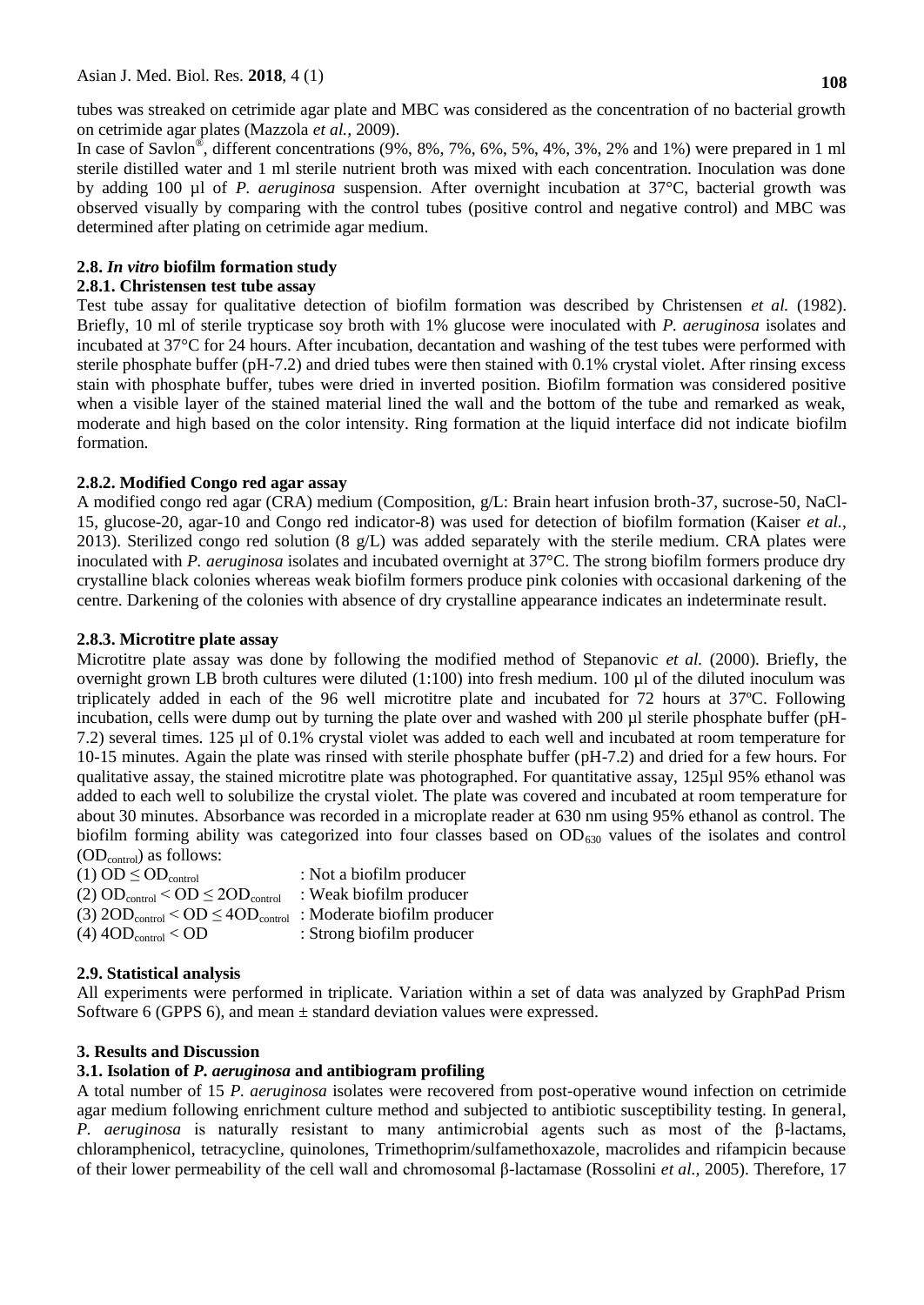tubes was streaked on cetrimide agar plate and MBC was considered as the concentration of no bacterial growth on cetrimide agar plates (Mazzola *et al.,* 2009).

In case of Savlon®, different concentrations (9%, 8%, 7%, 6%, 5%, 4%, 3%, 2% and 1%) were prepared in 1 ml sterile distilled water and 1 ml sterile nutrient broth was mixed with each concentration. Inoculation was done by adding 100 µl of *P. aeruginosa* suspension. After overnight incubation at 37°C, bacterial growth was observed visually by comparing with the control tubes (positive control and negative control) and MBC was determined after plating on cetrimide agar medium.

### 2.8. *In vitro* biofilm formation study

#### 2.8.1. Christensen test tube assay

Test tube assay for qualitative detection of biofilm formation was described by Christensen *et al.* (1982). Briefly, 10 ml of sterile trypticase soy broth with 1% glucose were inoculated with *P. aeruginosa* isolates and incubated at 37°C for 24 hours. After incubation, decantation and washing of the test tubes were performed with sterile phosphate buffer (pH-7.2) and dried tubes were then stained with 0.1% crystal violet. After rinsing excess stain with phosphate buffer, tubes were dried in inverted position. Biofilm formation was considered positive when a visible layer of the stained material lined the wall and the bottom of the tube and remarked as weak, moderate and high based on the color intensity. Ring formation at the liquid interface did not indicate biofilm formation.

#### 2.8.2. Modified Congo red agar assay

A modified congo red agar (CRA) medium (Composition, g/L: Brain heart infusion broth-37, sucrose-50, NaCl-15, glucose-20, agar-10 and Congo red indicator-8) was used for detection of biofilm formation (Kaiser *et al.*, 2013). Sterilized congo red solution (8 g/L) was added separately with the sterile medium. CRA plates were inoculated with *P. aeruginosa* isolates and incubated overnight at 37°C. The strong biofilm formers produce dry crystalline black colonies whereas weak biofilm formers produce pink colonies with occasional darkening of the centre. Darkening of the colonies with absence of dry crystalline appearance indicates an indeterminate result.

#### 2.8.3. Microtitre plate assay

Microtitre plate assay was done by following the modified method of Stepanovic *et al.* (2000). Briefly, the overnight grown LB broth cultures were diluted (1:100) into fresh medium. 100 µl of the diluted inoculum was triplicately added in each of the 96 well microtitre plate and incubated for 72 hours at 37ºC. Following incubation, cells were dump out by turning the plate over and washed with 200 µl sterile phosphate buffer (pH-7.2) several times. 125 µl of 0.1% crystal violet was added to each well and incubated at room temperature for 10-15 minutes. Again the plate was rinsed with sterile phosphate buffer (pH-7.2) and dried for a few hours. For qualitative assay, the stained microtitre plate was photographed. For quantitative assay, 125µl 95% ethanol was added to each well to solubilize the crystal violet. The plate was covered and incubated at room temperature for about 30 minutes. Absorbance was recorded in a microplate reader at 630 nm using 95% ethanol as control. The biofilm forming ability was categorized into four classes based on $OD_{630}$ values of the isolates and control ($OD_{control}$) as follows:

(1) $OD \leq OD_{control}$ : Not a biofilm producer
(2) $OD_{control} < OD \leq 2OD_{control}$ : Weak biofilm producer
(3) $2OD_{control} < OD \leq 4OD_{control}$ : Moderate biofilm producer
(4) $4OD_{control} < OD$ : Strong biofilm producer

### 2.9. Statistical analysis

All experiments were performed in triplicate. Variation within a set of data was analyzed by GraphPad Prism Software 6 (GPPS 6), and mean ± standard deviation values were expressed.

## 3. Results and Discussion

### 3.1. Isolation of *P. aeruginosa* and antibiogram profiling

A total number of 15 *P. aeruginosa* isolates were recovered from post-operative wound infection on cetrimide agar medium following enrichment culture method and subjected to antibiotic susceptibility testing. In general, *P. aeruginosa* is naturally resistant to many antimicrobial agents such as most of the β-lactams, chloramphenicol, tetracycline, quinolones, Trimethoprim/sulfamethoxazole, macrolides and rifampicin because of their lower permeability of the cell wall and chromosomal β-lactamase (Rossolini *et al.,* 2005). Therefore, 17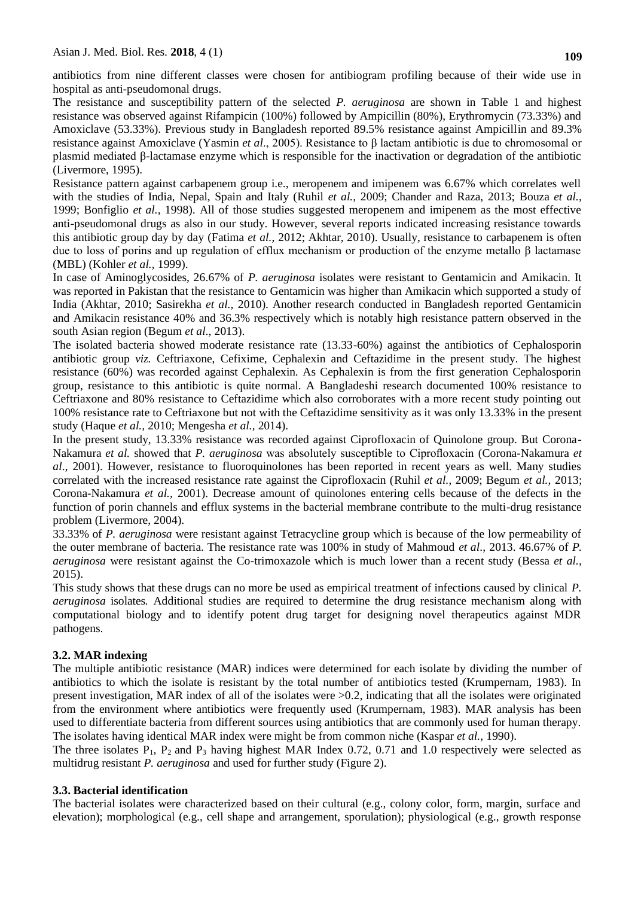antibiotics from nine different classes were chosen for antibiogram profiling because of their wide use in hospital as anti-pseudomonal drugs.

The resistance and susceptibility pattern of the selected *P. aeruginosa* are shown in Table 1 and highest resistance was observed against Rifampicin (100%) followed by Ampicillin (80%), Erythromycin (73.33%) and Amoxiclave (53.33%). Previous study in Bangladesh reported 89.5% resistance against Ampicillin and 89.3% resistance against Amoxiclave (Yasmin *et al*., 2005). Resistance to β lactam antibiotic is due to chromosomal or plasmid mediated β-lactamase enzyme which is responsible for the inactivation or degradation of the antibiotic (Livermore, 1995).

Resistance pattern against carbapenem group i.e., meropenem and imipenem was 6.67% which correlates well with the studies of India, Nepal, Spain and Italy (Ruhil *et al.,* 2009; Chander and Raza, 2013; Bouza *et al.,* 1999; Bonfiglio *et al.,* 1998). All of those studies suggested meropenem and imipenem as the most effective anti-pseudomonal drugs as also in our study. However, several reports indicated increasing resistance towards this antibiotic group day by day (Fatima *et al.,* 2012; Akhtar, 2010). Usually, resistance to carbapenem is often due to loss of porins and up regulation of efflux mechanism or production of the enzyme metallo β lactamase (MBL) (Kohler *et al.,* 1999).

In case of Aminoglycosides, 26.67% of *P. aeruginosa* isolates were resistant to Gentamicin and Amikacin. It was reported in Pakistan that the resistance to Gentamicin was higher than Amikacin which supported a study of India (Akhtar, 2010; Sasirekha *et al.,* 2010). Another research conducted in Bangladesh reported Gentamicin and Amikacin resistance 40% and 36.3% respectively which is notably high resistance pattern observed in the south Asian region (Begum *et al*., 2013).

The isolated bacteria showed moderate resistance rate (13.33-60%) against the antibiotics of Cephalosporin antibiotic group *viz.* Ceftriaxone, Cefixime, Cephalexin and Ceftazidime in the present study. The highest resistance (60%) was recorded against Cephalexin. As Cephalexin is from the first generation Cephalosporin group, resistance to this antibiotic is quite normal. A Bangladeshi research documented 100% resistance to Ceftriaxone and 80% resistance to Ceftazidime which also corroborates with a more recent study pointing out 100% resistance rate to Ceftriaxone but not with the Ceftazidime sensitivity as it was only 13.33% in the present study (Haque *et al.,* 2010; Mengesha *et al.,* 2014).

In the present study, 13.33% resistance was recorded against Ciprofloxacin of Quinolone group. But Corona-Nakamura *et al.* showed that *P. aeruginosa* was absolutely susceptible to Ciprofloxacin (Corona-Nakamura *et al*., 2001). However, resistance to fluoroquinolones has been reported in recent years as well. Many studies correlated with the increased resistance rate against the Ciprofloxacin (Ruhil *et al.,* 2009; Begum *et al.,* 2013; Corona-Nakamura *et al.,* 2001). Decrease amount of quinolones entering cells because of the defects in the function of porin channels and efflux systems in the bacterial membrane contribute to the multi-drug resistance problem (Livermore, 2004).

33.33% of *P. aeruginosa* were resistant against Tetracycline group which is because of the low permeability of the outer membrane of bacteria. The resistance rate was 100% in study of Mahmoud *et al*., 2013. 46.67% of *P. aeruginosa* were resistant against the Co-trimoxazole which is much lower than a recent study (Bessa *et al.,* 2015).

This study shows that these drugs can no more be used as empirical treatment of infections caused by clinical *P. aeruginosa* isolates*.* Additional studies are required to determine the drug resistance mechanism along with computational biology and to identify potent drug target for designing novel therapeutics against MDR pathogens.

### 3.2. MAR indexing

The multiple antibiotic resistance (MAR) indices were determined for each isolate by dividing the number of antibiotics to which the isolate is resistant by the total number of antibiotics tested (Krumpernam, 1983). In present investigation, MAR index of all of the isolates were >0.2, indicating that all the isolates were originated from the environment where antibiotics were frequently used (Krumpernam, 1983). MAR analysis has been used to differentiate bacteria from different sources using antibiotics that are commonly used for human therapy. The isolates having identical MAR index were might be from common niche (Kaspar *et al.,* 1990).

The three isolates $P_1$, $P_2$ and $P_3$ having highest MAR Index 0.72, 0.71 and 1.0 respectively were selected as multidrug resistant *P. aeruginosa* and used for further study (Figure 2).

### 3.3. Bacterial identification

The bacterial isolates were characterized based on their cultural (e.g., colony color, form, margin, surface and elevation); morphological (e.g., cell shape and arrangement, sporulation); physiological (e.g., growth response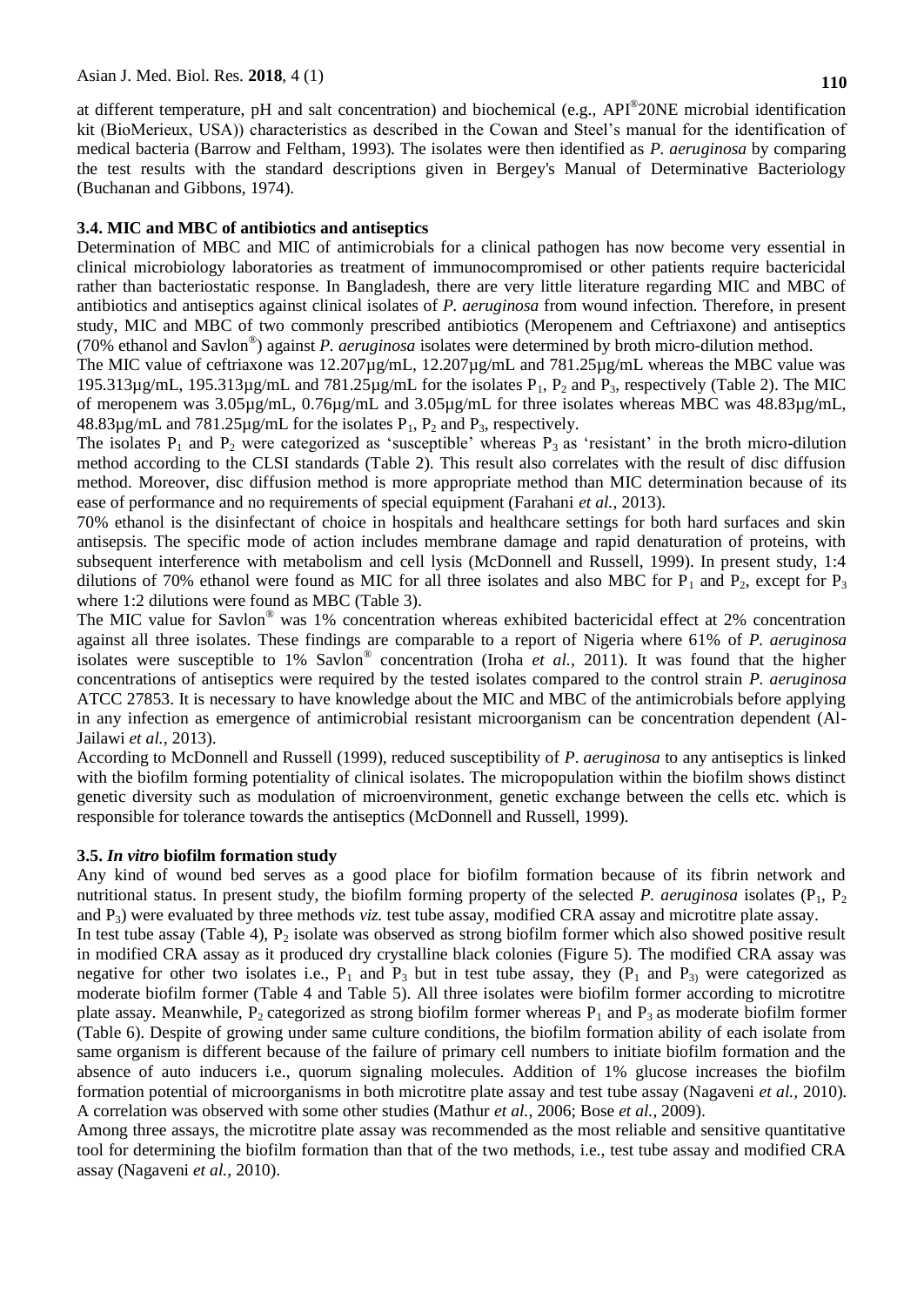at different temperature, pH and salt concentration) and biochemical (e.g., API®20NE microbial identification kit (BioMerieux, USA)) characteristics as described in the Cowan and Steel's manual for the identification of medical bacteria (Barrow and Feltham, 1993). The isolates were then identified as *P. aeruginosa* by comparing the test results with the standard descriptions given in Bergey's Manual of Determinative Bacteriology (Buchanan and Gibbons, 1974).

### 3.4. MIC and MBC of antibiotics and antiseptics

Determination of MBC and MIC of antimicrobials for a clinical pathogen has now become very essential in clinical microbiology laboratories as treatment of immunocompromised or other patients require bactericidal rather than bacteriostatic response. In Bangladesh, there are very little literature regarding MIC and MBC of antibiotics and antiseptics against clinical isolates of *P. aeruginosa* from wound infection. Therefore, in present study, MIC and MBC of two commonly prescribed antibiotics (Meropenem and Ceftriaxone) and antiseptics (70% ethanol and Savlon®) against *P. aeruginosa* isolates were determined by broth micro-dilution method.

The MIC value of ceftriaxone was 12.207µg/mL, 12.207µg/mL and 781.25µg/mL whereas the MBC value was 195.313µg/mL, 195.313µg/mL and 781.25µg/mL for the isolates $P_1$, $P_2$ and $P_3$, respectively (Table 2). The MIC of meropenem was 3.05µg/mL, 0.76µg/mL and 3.05µg/mL for three isolates whereas MBC was 48.83µg/mL, 48.83µg/mL and 781.25µg/mL for the isolates $P_1$, $P_2$ and $P_3$, respectively.

The isolates $P_1$ and $P_2$ were categorized as 'susceptible' whereas $P_3$ as 'resistant' in the broth micro-dilution method according to the CLSI standards (Table 2). This result also correlates with the result of disc diffusion method. Moreover, disc diffusion method is more appropriate method than MIC determination because of its ease of performance and no requirements of special equipment (Farahani *et al.,* 2013).

70% ethanol is the disinfectant of choice in hospitals and healthcare settings for both hard surfaces and skin antisepsis. The specific mode of action includes membrane damage and rapid denaturation of proteins, with subsequent interference with metabolism and cell lysis (McDonnell and Russell, 1999). In present study, 1:4 dilutions of 70% ethanol were found as MIC for all three isolates and also MBC for $P_1$ and $P_2$, except for $P_3$ where 1:2 dilutions were found as MBC (Table 3).

The MIC value for Savlon® was 1% concentration whereas exhibited bactericidal effect at 2% concentration against all three isolates. These findings are comparable to a report of Nigeria where 61% of *P. aeruginosa* isolates were susceptible to 1% Savlon® concentration (Iroha *et al.,* 2011). It was found that the higher concentrations of antiseptics were required by the tested isolates compared to the control strain *P. aeruginosa* ATCC 27853. It is necessary to have knowledge about the MIC and MBC of the antimicrobials before applying in any infection as emergence of antimicrobial resistant microorganism can be concentration dependent (Al-Jailawi *et al.,* 2013).

According to McDonnell and Russell (1999), reduced susceptibility of *P. aeruginosa* to any antiseptics is linked with the biofilm forming potentiality of clinical isolates. The micropopulation within the biofilm shows distinct genetic diversity such as modulation of microenvironment, genetic exchange between the cells etc. which is responsible for tolerance towards the antiseptics (McDonnell and Russell, 1999).

### 3.5. *In vitro* biofilm formation study

Any kind of wound bed serves as a good place for biofilm formation because of its fibrin network and nutritional status. In present study, the biofilm forming property of the selected *P. aeruginosa* isolates ($P_1$, $P_2$ and $P_3$) were evaluated by three methods *viz.* test tube assay, modified CRA assay and microtitre plate assay.

In test tube assay (Table 4), $P_2$ isolate was observed as strong biofilm former which also showed positive result in modified CRA assay as it produced dry crystalline black colonies (Figure 5). The modified CRA assay was negative for other two isolates i.e., $P_1$ and $P_3$ but in test tube assay, they ($P_1$ and $P_3$) were categorized as moderate biofilm former (Table 4 and Table 5). All three isolates were biofilm former according to microtitre plate assay. Meanwhile, $P_2$ categorized as strong biofilm former whereas $P_1$ and $P_3$ as moderate biofilm former (Table 6). Despite of growing under same culture conditions, the biofilm formation ability of each isolate from same organism is different because of the failure of primary cell numbers to initiate biofilm formation and the absence of auto inducers i.e., quorum signaling molecules. Addition of 1% glucose increases the biofilm formation potential of microorganisms in both microtitre plate assay and test tube assay (Nagaveni *et al.,* 2010). A correlation was observed with some other studies (Mathur *et al.,* 2006; Bose *et al.,* 2009).

Among three assays, the microtitre plate assay was recommended as the most reliable and sensitive quantitative tool for determining the biofilm formation than that of the two methods, i.e., test tube assay and modified CRA assay (Nagaveni *et al.,* 2010).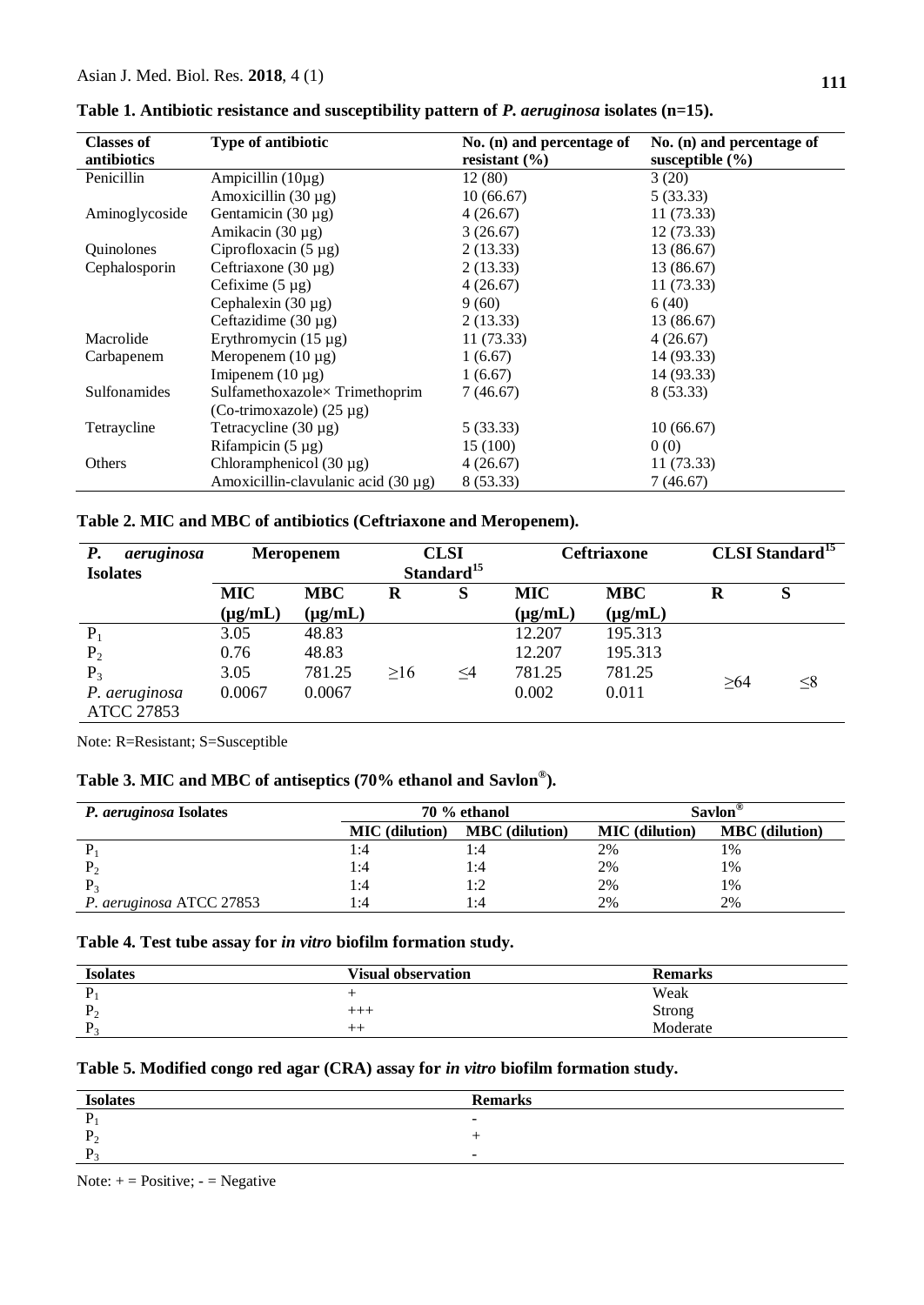**Table 1. Antibiotic resistance and susceptibility pattern of *P. aeruginosa* isolates (n=15).**

| Classes of antibiotics | Type of antibiotic | No. (n) and percentage of resistant (%) | No. (n) and percentage of susceptible (%) |
|---|---|---|---|
| Penicillin | Ampicillin (10μg) | 12 (80) | 3 (20) |
| | Amoxicillin (30 μg) | 10 (66.67) | 5 (33.33) |
| Aminoglycoside | Gentamicin (30 μg) | 4 (26.67) | 11 (73.33) |
| | Amikacin (30 μg) | 3 (26.67) | 12 (73.33) |
| Quinolones | Ciprofloxacin (5 μg) | 2 (13.33) | 13 (86.67) |
| Cephalosporin | Ceftriaxone (30 μg) | 2 (13.33) | 13 (86.67) |
| | Cefixime (5 μg) | 4 (26.67) | 11 (73.33) |
| | Cephalexin (30 μg) | 9 (60) | 6 (40) |
| | Ceftazidime (30 μg) | 2 (13.33) | 13 (86.67) |
| Macrolide | Erythromycin (15 μg) | 11 (73.33) | 4 (26.67) |
| Carbapenem | Meropenem (10 μg) | 1 (6.67) | 14 (93.33) |
| | Imipenem (10 μg) | 1 (6.67) | 14 (93.33) |
| Sulfonamides | Sulfamethoxazole× Trimethoprim (Co-trimoxazole) (25 μg) | 7 (46.67) | 8 (53.33) |
| Tetraycline | Tetracycline (30 μg) | 5 (33.33) | 10 (66.67) |
| | Rifampicin (5 μg) | 15 (100) | 0 (0) |
| Others | Chloramphenicol (30 μg) | 4 (26.67) | 11 (73.33) |
| | Amoxicillin-clavulanic acid (30 μg) | 8 (53.33) | 7 (46.67) |

**Table 2. MIC and MBC of antibiotics (Ceftriaxone and Meropenem).**

| *P. aeruginosa* Isolates | Meropenem | | CLSI Standard[15] | | Ceftriaxone | | CLSI Standard[15] | |
|---|---|---|---|---|---|---|---|---|
| | MIC (μg/mL) | MBC (μg/mL) | R | S | MIC (μg/mL) | MBC (μg/mL) | R | S |
| $P_1$ | 3.05 | 48.83 | | | 12.207 | 195.313 | | |
| $P_2$ | 0.76 | 48.83 | | | 12.207 | 195.313 | | |
| $P_3$ | 3.05 | 781.25 | ≥16 | ≤4 | 781.25 | 781.25 | ≥64 | ≤8 |
| *P. aeruginosa* ATCC 27853 | 0.0067 | 0.0067 | | | 0.002 | 0.011 | | |

Note: R=Resistant; S=Susceptible

**Table 3. MIC and MBC of antiseptics (70% ethanol and Savlon®).**

| *P. aeruginosa* Isolates | 70 % ethanol | | Savlon® | |
|---|---|---|---|---|
| | MIC (dilution) | MBC (dilution) | MIC (dilution) | MBC (dilution) |
| $P_1$ | 1:4 | 1:4 | 2% | 1% |
| $P_2$ | 1:4 | 1:4 | 2% | 1% |
| $P_3$ | 1:4 | 1:2 | 2% | 1% |
| *P. aeruginosa* ATCC 27853 | 1:4 | 1:4 | 2% | 2% |

**Table 4. Test tube assay for *in vitro* biofilm formation study.**

| Isolates | Visual observation | Remarks |
|---|---|---|
| $P_1$ | + | Weak |
| $P_2$ | +++ | Strong |
| $P_3$ | ++ | Moderate |

**Table 5. Modified congo red agar (CRA) assay for *in vitro* biofilm formation study.**

| Isolates | Remarks |
|---|---|
| $P_1$ | - |
| $P_2$ | + |
| $P_3$ | - |

Note: + = Positive; - = Negative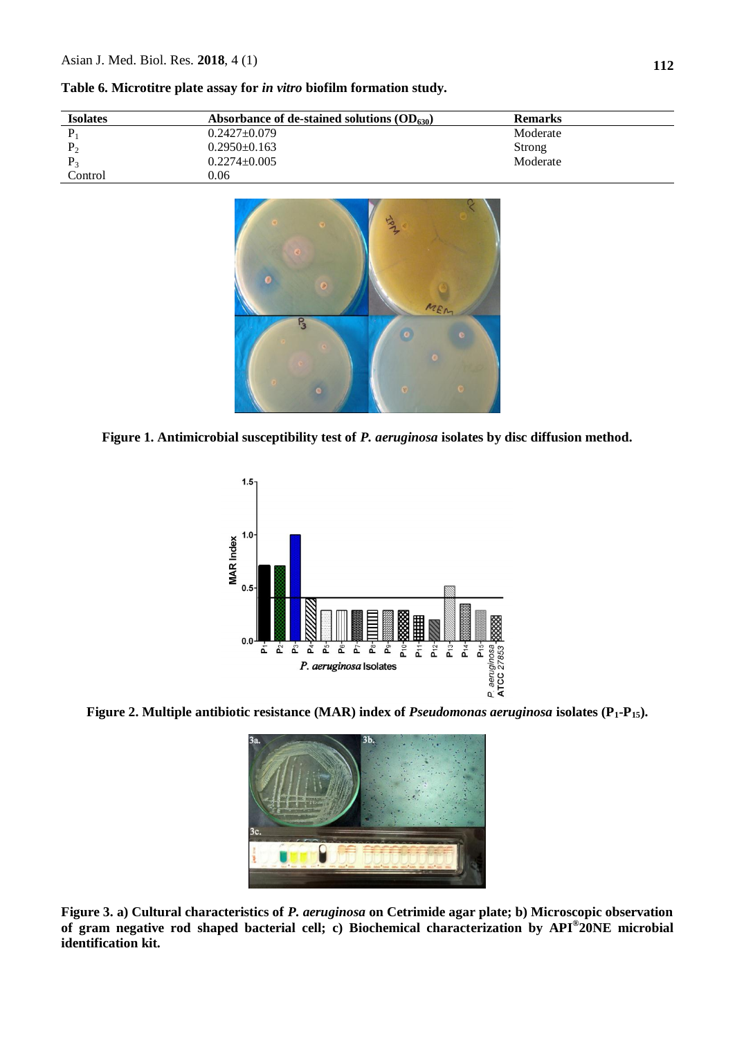**Table 6. Microtitre plate assay for *in vitro* biofilm formation study.**

| Isolates | Absorbance of de-stained solutions ($OD_{630}$) | Remarks |
|---|---|---|
| $P_1$ | 0.2427±0.079 | Moderate |
| $P_2$ | 0.2950±0.163 | Strong |
| $P_3$ | 0.2274±0.005 | Moderate |
| Control | 0.06 | |

**Figure 1. Antimicrobial susceptibility test of *P. aeruginosa* isolates by disc diffusion method.**

**Figure 2. Multiple antibiotic resistance (MAR) index of *Pseudomonas aeruginosa* isolates ($P_1$-$P_{15}$).**

**Figure 3. a) Cultural characteristics of *P. aeruginosa* on Cetrimide agar plate; b) Microscopic observation of gram negative rod shaped bacterial cell; c) Biochemical characterization by API®20NE microbial identification kit.**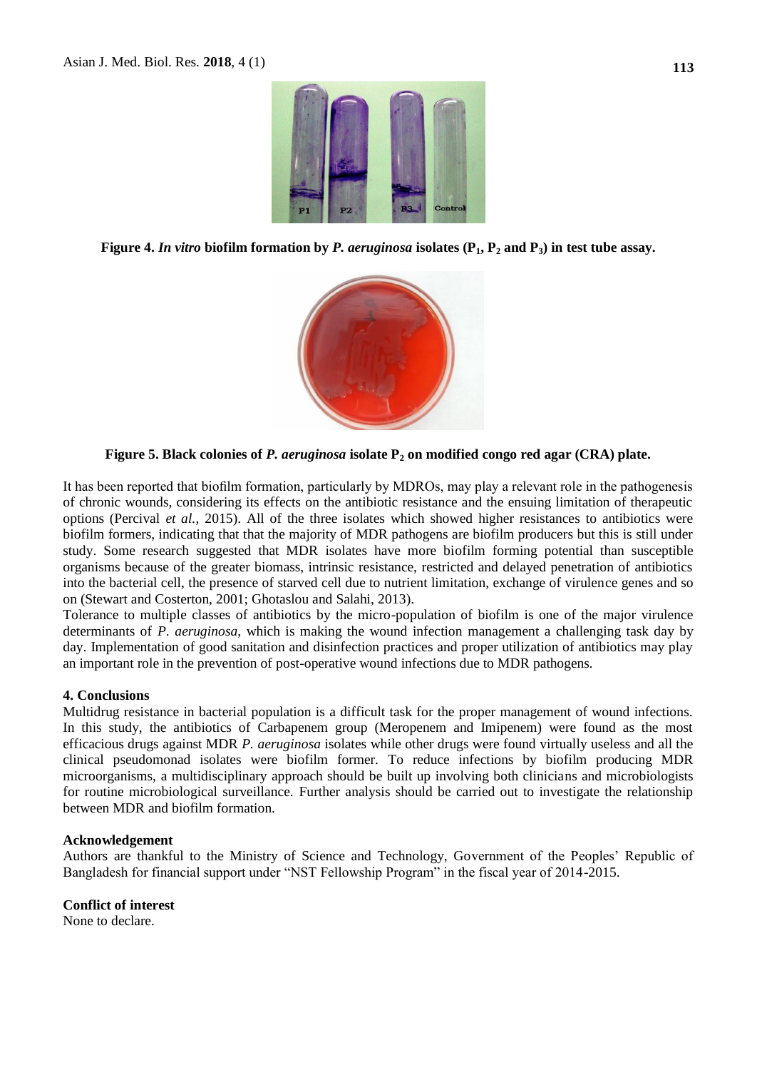**Figure 4. *In vitro* biofilm formation by *P. aeruginosa* isolates ($P_1$, $P_2$ and $P_3$) in test tube assay.**

**Figure 5. Black colonies of *P. aeruginosa* isolate $P_2$ on modified congo red agar (CRA) plate.**

It has been reported that biofilm formation, particularly by MDROs, may play a relevant role in the pathogenesis of chronic wounds, considering its effects on the antibiotic resistance and the ensuing limitation of therapeutic options (Percival *et al.,* 2015). All of the three isolates which showed higher resistances to antibiotics were biofilm formers, indicating that that the majority of MDR pathogens are biofilm producers but this is still under study. Some research suggested that MDR isolates have more biofilm forming potential than susceptible organisms because of the greater biomass, intrinsic resistance, restricted and delayed penetration of antibiotics into the bacterial cell, the presence of starved cell due to nutrient limitation, exchange of virulence genes and so on (Stewart and Costerton, 2001; Ghotaslou and Salahi, 2013).

Tolerance to multiple classes of antibiotics by the micro-population of biofilm is one of the major virulence determinants of *P. aeruginosa*, which is making the wound infection management a challenging task day by day. Implementation of good sanitation and disinfection practices and proper utilization of antibiotics may play an important role in the prevention of post-operative wound infections due to MDR pathogens.

## 4. Conclusions

Multidrug resistance in bacterial population is a difficult task for the proper management of wound infections. In this study, the antibiotics of Carbapenem group (Meropenem and Imipenem) were found as the most efficacious drugs against MDR *P. aeruginosa* isolates while other drugs were found virtually useless and all the clinical pseudomonad isolates were biofilm former. To reduce infections by biofilm producing MDR microorganisms, a multidisciplinary approach should be built up involving both clinicians and microbiologists for routine microbiological surveillance. Further analysis should be carried out to investigate the relationship between MDR and biofilm formation.

## Acknowledgement

Authors are thankful to the Ministry of Science and Technology, Government of the Peoples' Republic of Bangladesh for financial support under "NST Fellowship Program" in the fiscal year of 2014-2015.

## Conflict of interest

None to declare.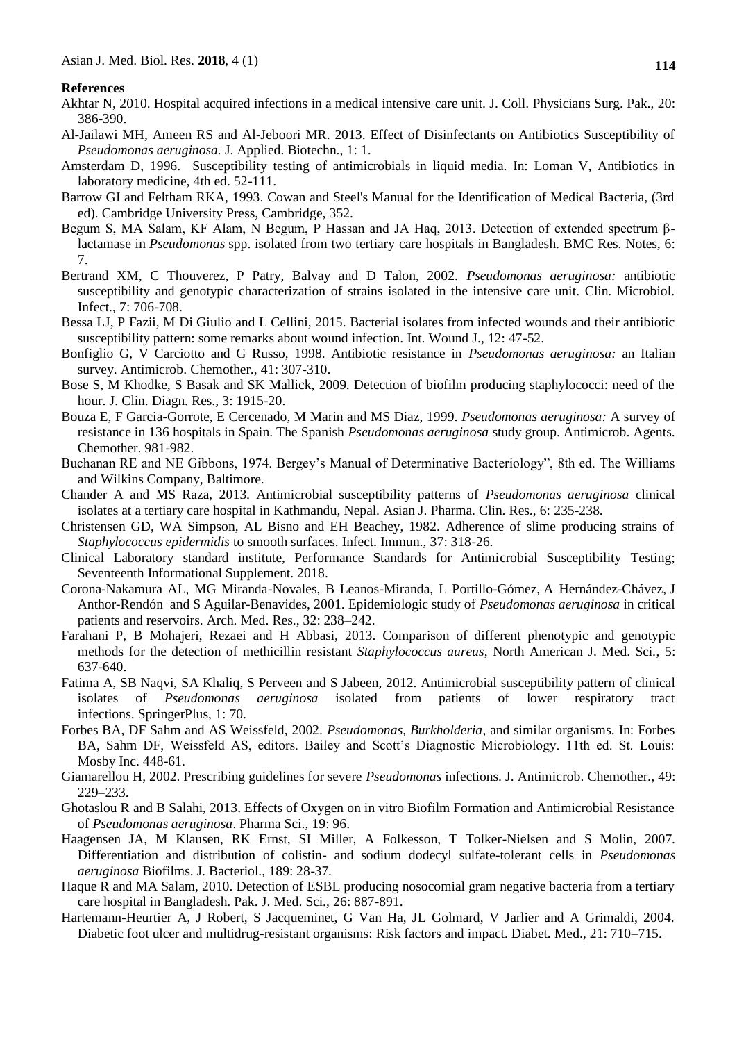**References**

Akhtar N, 2010. Hospital acquired infections in a medical intensive care unit. J. Coll. Physicians Surg. Pak., 20: 386-390.

Al-Jailawi MH, Ameen RS and Al-Jeboori MR. 2013. Effect of Disinfectants on Antibiotics Susceptibility of *Pseudomonas aeruginosa*. J. Applied. Biotechn., 1: 1.

Amsterdam D, 1996. Susceptibility testing of antimicrobials in liquid media. In: Loman V, Antibiotics in laboratory medicine, 4th ed. 52-111.

Barrow GI and Feltham RKA, 1993. Cowan and Steel's Manual for the Identification of Medical Bacteria, (3rd ed). Cambridge University Press, Cambridge, 352.

Begum S, MA Salam, KF Alam, N Begum, P Hassan and JA Haq, 2013. Detection of extended spectrum β-lactamase in *Pseudomonas* spp. isolated from two tertiary care hospitals in Bangladesh. BMC Res. Notes, 6: 7.

Bertrand XM, C Thouverez, P Patry, Balvay and D Talon, 2002. *Pseudomonas aeruginosa:* antibiotic susceptibility and genotypic characterization of strains isolated in the intensive care unit. Clin. Microbiol. Infect., 7: 706-708.

Bessa LJ, P Fazii, M Di Giulio and L Cellini, 2015. Bacterial isolates from infected wounds and their antibiotic susceptibility pattern: some remarks about wound infection. Int. Wound J., 12: 47-52.

Bonfiglio G, V Carciotto and G Russo, 1998. Antibiotic resistance in *Pseudomonas aeruginosa:* an Italian survey. Antimicrob. Chemother., 41: 307-310.

Bose S, M Khodke, S Basak and SK Mallick, 2009. Detection of biofilm producing staphylococci: need of the hour. J. Clin. Diagn. Res., 3: 1915-20.

Bouza E, F Garcia-Gorrote, E Cercenado, M Marin and MS Diaz, 1999. *Pseudomonas aeruginosa:* A survey of resistance in 136 hospitals in Spain. The Spanish *Pseudomonas aeruginosa* study group. Antimicrob. Agents. Chemother. 981-982.

Buchanan RE and NE Gibbons, 1974. Bergey's Manual of Determinative Bacteriology", 8th ed. The Williams and Wilkins Company, Baltimore.

Chander A and MS Raza, 2013. Antimicrobial susceptibility patterns of *Pseudomonas aeruginosa* clinical isolates at a tertiary care hospital in Kathmandu, Nepal. Asian J. Pharma. Clin. Res., 6: 235-238.

Christensen GD, WA Simpson, AL Bisno and EH Beachey, 1982. Adherence of slime producing strains of *Staphylococcus epidermidis* to smooth surfaces. Infect. Immun., 37: 318-26.

Clinical Laboratory standard institute, Performance Standards for Antimicrobial Susceptibility Testing; Seventeenth Informational Supplement. 2018.

Corona-Nakamura AL, MG Miranda-Novales, B Leanos-Miranda, L Portillo-Gómez, A Hernández-Chávez, J Anthor-Rendón and S Aguilar-Benavides, 2001. Epidemiologic study of *Pseudomonas aeruginosa* in critical patients and reservoirs. Arch. Med. Res., 32: 238–242.

Farahani P, B Mohajeri, Rezaei and H Abbasi, 2013. Comparison of different phenotypic and genotypic methods for the detection of methicillin resistant *Staphylococcus aureus*, North American J. Med. Sci., 5: 637-640.

Fatima A, SB Naqvi, SA Khaliq, S Perveen and S Jabeen, 2012. Antimicrobial susceptibility pattern of clinical isolates of *Pseudomonas aeruginosa* isolated from patients of lower respiratory tract infections. SpringerPlus, 1: 70.

Forbes BA, DF Sahm and AS Weissfeld, 2002. *Pseudomonas, Burkholderia*, and similar organisms. In: Forbes BA, Sahm DF, Weissfeld AS, editors. Bailey and Scott's Diagnostic Microbiology. 11th ed. St. Louis: Mosby Inc. 448-61.

Giamarellou H, 2002. Prescribing guidelines for severe *Pseudomonas* infections. J. Antimicrob. Chemother., 49: 229–233.

Ghotaslou R and B Salahi, 2013. Effects of Oxygen on in vitro Biofilm Formation and Antimicrobial Resistance of *Pseudomonas aeruginosa*. Pharma Sci., 19: 96.

Haagensen JA, M Klausen, RK Ernst, SI Miller, A Folkesson, T Tolker-Nielsen and S Molin, 2007. Differentiation and distribution of colistin- and sodium dodecyl sulfate-tolerant cells in *Pseudomonas aeruginosa* Biofilms. J. Bacteriol., 189: 28-37.

Haque R and MA Salam, 2010. Detection of ESBL producing nosocomial gram negative bacteria from a tertiary care hospital in Bangladesh. Pak. J. Med. Sci., 26: 887-891.

Hartemann-Heurtier A, J Robert, S Jacqueminet, G Van Ha, JL Golmard, V Jarlier and A Grimaldi, 2004. Diabetic foot ulcer and multidrug-resistant organisms: Risk factors and impact. Diabet. Med., 21: 710–715.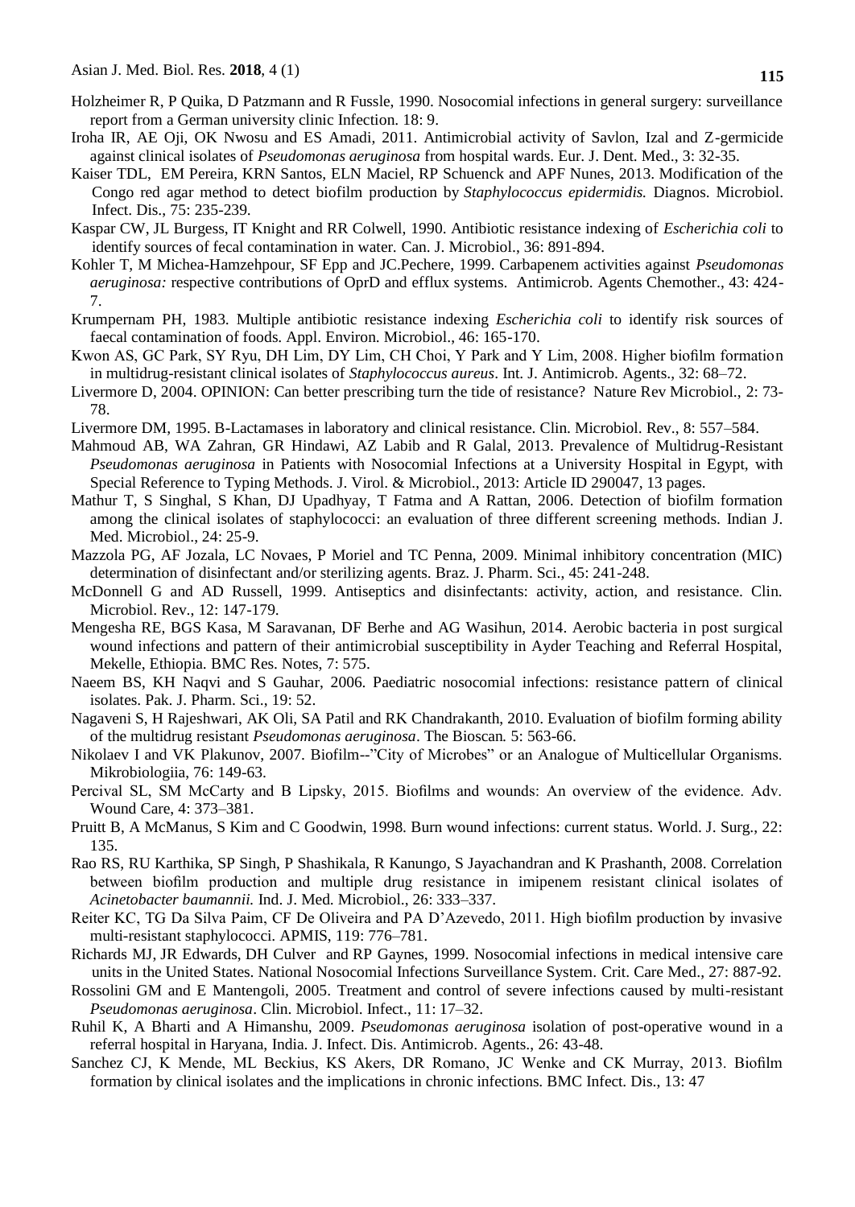Holzheimer R, P Quika, D Patzmann and R Fussle, 1990. Nosocomial infections in general surgery: surveillance report from a German university clinic Infection. 18: 9.

Iroha IR, AE Oji, OK Nwosu and ES Amadi, 2011. Antimicrobial activity of Savlon, Izal and Z-germicide against clinical isolates of *Pseudomonas aeruginosa* from hospital wards. Eur. J. Dent. Med., 3: 32-35.

Kaiser TDL, EM Pereira, KRN Santos, ELN Maciel, RP Schuenck and APF Nunes, 2013. Modification of the Congo red agar method to detect biofilm production by *Staphylococcus epidermidis.* Diagnos. Microbiol. Infect. Dis., 75: 235-239.

Kaspar CW, JL Burgess, IT Knight and RR Colwell, 1990. Antibiotic resistance indexing of *Escherichia coli* to identify sources of fecal contamination in water. Can. J. Microbiol., 36: 891-894.

Kohler T, M Michea-Hamzehpour, SF Epp and JC.Pechere, 1999. Carbapenem activities against *Pseudomonas aeruginosa:* respective contributions of OprD and efflux systems. Antimicrob. Agents Chemother., 43: 424-7.

Krumpernam PH, 1983. Multiple antibiotic resistance indexing *Escherichia coli* to identify risk sources of faecal contamination of foods. Appl. Environ. Microbiol., 46: 165-170.

Kwon AS, GC Park, SY Ryu, DH Lim, DY Lim, CH Choi, Y Park and Y Lim, 2008. Higher biofilm formation in multidrug-resistant clinical isolates of *Staphylococcus aureus*. Int. J. Antimicrob. Agents., 32: 68–72.

Livermore D, 2004. OPINION: Can better prescribing turn the tide of resistance? Nature Rev Microbiol., 2: 73-78.

Livermore DM, 1995. B-Lactamases in laboratory and clinical resistance. Clin. Microbiol. Rev., 8: 557–584.

Mahmoud AB, WA Zahran, GR Hindawi, AZ Labib and R Galal, 2013. Prevalence of Multidrug-Resistant *Pseudomonas aeruginosa* in Patients with Nosocomial Infections at a University Hospital in Egypt, with Special Reference to Typing Methods. J. Virol. & Microbiol., 2013: Article ID 290047, 13 pages.

Mathur T, S Singhal, S Khan, DJ Upadhyay, T Fatma and A Rattan, 2006. Detection of biofilm formation among the clinical isolates of staphylococci: an evaluation of three different screening methods. Indian J. Med. Microbiol., 24: 25-9.

Mazzola PG, AF Jozala, LC Novaes, P Moriel and TC Penna, 2009. Minimal inhibitory concentration (MIC) determination of disinfectant and/or sterilizing agents. Braz. J. Pharm. Sci., 45: 241-248.

McDonnell G and AD Russell, 1999. Antiseptics and disinfectants: activity, action, and resistance. Clin. Microbiol. Rev., 12: 147-179.

Mengesha RE, BGS Kasa, M Saravanan, DF Berhe and AG Wasihun, 2014. Aerobic bacteria in post surgical wound infections and pattern of their antimicrobial susceptibility in Ayder Teaching and Referral Hospital, Mekelle, Ethiopia. BMC Res. Notes, 7: 575.

Naeem BS, KH Naqvi and S Gauhar, 2006. Paediatric nosocomial infections: resistance pattern of clinical isolates. Pak. J. Pharm. Sci., 19: 52.

Nagaveni S, H Rajeshwari, AK Oli, SA Patil and RK Chandrakanth, 2010. Evaluation of biofilm forming ability of the multidrug resistant *Pseudomonas aeruginosa*. The Bioscan. 5: 563-66.

Nikolaev I and VK Plakunov, 2007. Biofilm--"City of Microbes" or an Analogue of Multicellular Organisms. Mikrobiologiia, 76: 149-63.

Percival SL, SM McCarty and B Lipsky, 2015. Biofilms and wounds: An overview of the evidence. Adv. Wound Care, 4: 373–381.

Pruitt B, A McManus, S Kim and C Goodwin, 1998. Burn wound infections: current status. World. J. Surg., 22: 135.

Rao RS, RU Karthika, SP Singh, P Shashikala, R Kanungo, S Jayachandran and K Prashanth, 2008. Correlation between biofilm production and multiple drug resistance in imipenem resistant clinical isolates of *Acinetobacter baumannii.* Ind. J. Med. Microbiol., 26: 333–337.

Reiter KC, TG Da Silva Paim, CF De Oliveira and PA D'Azevedo, 2011. High biofilm production by invasive multi-resistant staphylococci. APMIS, 119: 776–781.

Richards MJ, JR Edwards, DH Culver and RP Gaynes, 1999. Nosocomial infections in medical intensive care units in the United States. National Nosocomial Infections Surveillance System. Crit. Care Med., 27: 887-92.

Rossolini GM and E Mantengoli, 2005. Treatment and control of severe infections caused by multi-resistant *Pseudomonas aeruginosa*. Clin. Microbiol. Infect., 11: 17–32.

Ruhil K, A Bharti and A Himanshu, 2009. *Pseudomonas aeruginosa* isolation of post-operative wound in a referral hospital in Haryana, India. J. Infect. Dis. Antimicrob. Agents., 26: 43-48.

Sanchez CJ, K Mende, ML Beckius, KS Akers, DR Romano, JC Wenke and CK Murray, 2013. Biofilm formation by clinical isolates and the implications in chronic infections. BMC Infect. Dis., 13: 47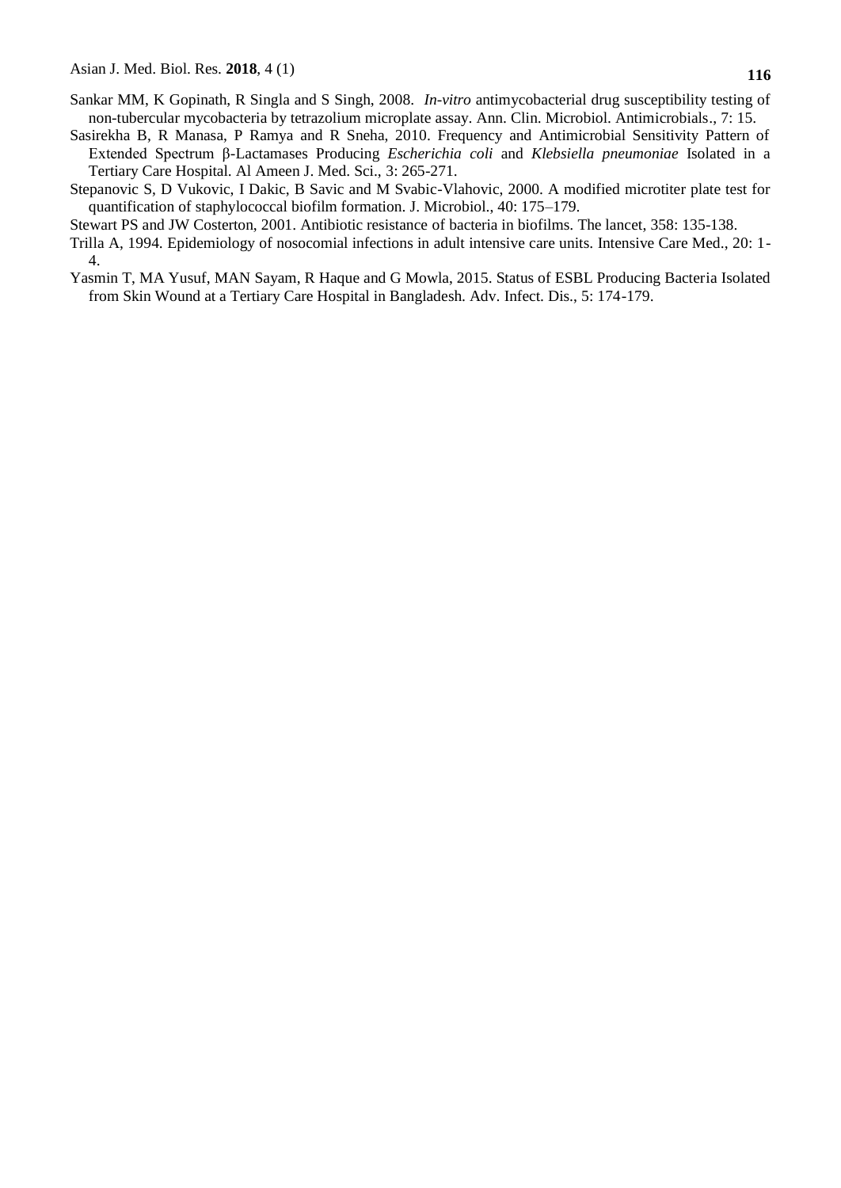Sankar MM, K Gopinath, R Singla and S Singh, 2008. *In-vitro* antimycobacterial drug susceptibility testing of non-tubercular mycobacteria by tetrazolium microplate assay. Ann. Clin. Microbiol. Antimicrobials., 7: 15.

Sasirekha B, R Manasa, P Ramya and R Sneha, 2010. Frequency and Antimicrobial Sensitivity Pattern of Extended Spectrum β-Lactamases Producing *Escherichia coli* and *Klebsiella pneumoniae* Isolated in a Tertiary Care Hospital. Al Ameen J. Med. Sci., 3: 265-271.

Stepanovic S, D Vukovic, I Dakic, B Savic and M Svabic-Vlahovic, 2000. A modified microtiter plate test for quantification of staphylococcal biofilm formation. J. Microbiol., 40: 175–179.

Stewart PS and JW Costerton, 2001. Antibiotic resistance of bacteria in biofilms. The lancet, 358: 135-138.

Trilla A, 1994. Epidemiology of nosocomial infections in adult intensive care units. Intensive Care Med., 20: 1-4.

Yasmin T, MA Yusuf, MAN Sayam, R Haque and G Mowla, 2015. Status of ESBL Producing Bacteria Isolated from Skin Wound at a Tertiary Care Hospital in Bangladesh. Adv. Infect. Dis., 5: 174-179.